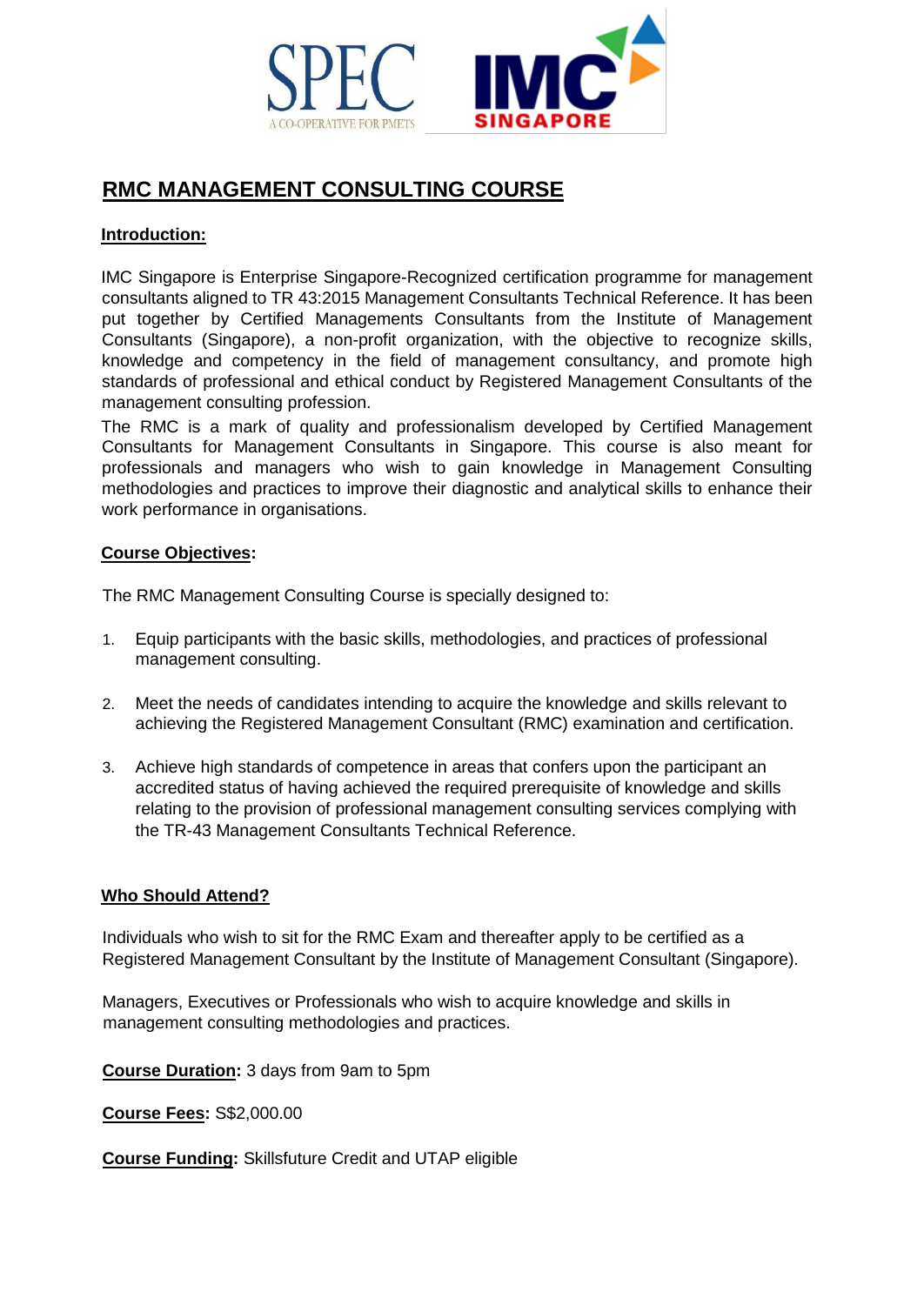SPEC
A CO-OPERATIVE FOR PMETS

IMC SINGAPORE

# RMC MANAGEMENT CONSULTING COURSE

## Introduction:

IMC Singapore is Enterprise Singapore-Recognized certification programme for management consultants aligned to TR 43:2015 Management Consultants Technical Reference. It has been put together by Certified Managements Consultants from the Institute of Management Consultants (Singapore), a non-profit organization, with the objective to recognize skills, knowledge and competency in the field of management consultancy, and promote high standards of professional and ethical conduct by Registered Management Consultants of the management consulting profession.

The RMC is a mark of quality and professionalism developed by Certified Management Consultants for Management Consultants in Singapore. This course is also meant for professionals and managers who wish to gain knowledge in Management Consulting methodologies and practices to improve their diagnostic and analytical skills to enhance their work performance in organisations.

## Course Objectives:

The RMC Management Consulting Course is specially designed to:

1. Equip participants with the basic skills, methodologies, and practices of professional management consulting.
2. Meet the needs of candidates intending to acquire the knowledge and skills relevant to achieving the Registered Management Consultant (RMC) examination and certification.
3. Achieve high standards of competence in areas that confers upon the participant an accredited status of having achieved the required prerequisite of knowledge and skills relating to the provision of professional management consulting services complying with the TR-43 Management Consultants Technical Reference.

## Who Should Attend?

Individuals who wish to sit for the RMC Exam and thereafter apply to be certified as a Registered Management Consultant by the Institute of Management Consultant (Singapore).

Managers, Executives or Professionals who wish to acquire knowledge and skills in management consulting methodologies and practices.

**Course Duration:** 3 days from 9am to 5pm

**Course Fees:** S$2,000.00

**Course Funding:** Skillsfuture Credit and UTAP eligible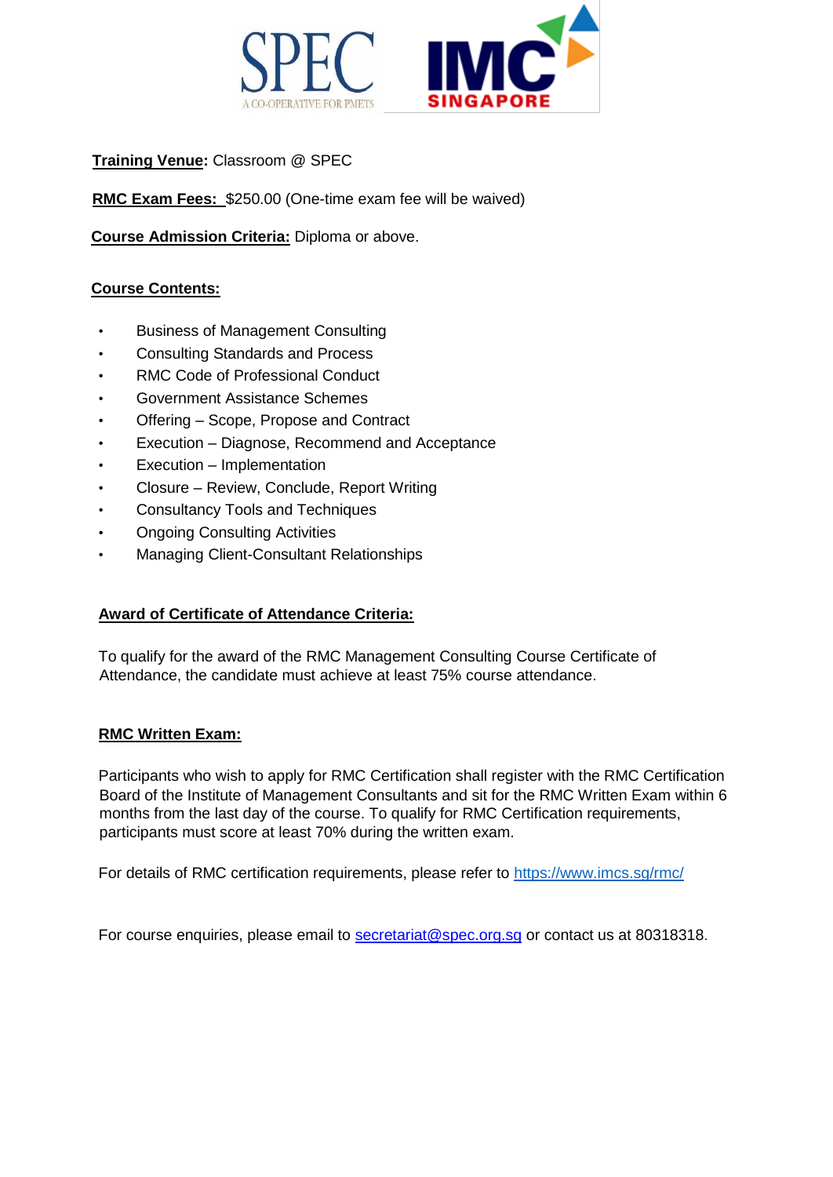**Training Venue:** Classroom @ SPEC

**RMC Exam Fees:** $250.00 (One-time exam fee will be waived)

**Course Admission Criteria:** Diploma or above.

**Course Contents:**

- Business of Management Consulting
- Consulting Standards and Process
- RMC Code of Professional Conduct
- Government Assistance Schemes
- Offering – Scope, Propose and Contract
- Execution – Diagnose, Recommend and Acceptance
- Execution – Implementation
- Closure – Review, Conclude, Report Writing
- Consultancy Tools and Techniques
- Ongoing Consulting Activities
- Managing Client-Consultant Relationships

**Award of Certificate of Attendance Criteria:**

To qualify for the award of the RMC Management Consulting Course Certificate of Attendance, the candidate must achieve at least 75% course attendance.

**RMC Written Exam:**

Participants who wish to apply for RMC Certification shall register with the RMC Certification Board of the Institute of Management Consultants and sit for the RMC Written Exam within 6 months from the last day of the course. To qualify for RMC Certification requirements, participants must score at least 70% during the written exam.

For details of RMC certification requirements, please refer to https://www.imcs.sg/rmc/

For course enquiries, please email to secretariat@spec.org.sg or contact us at 80318318.